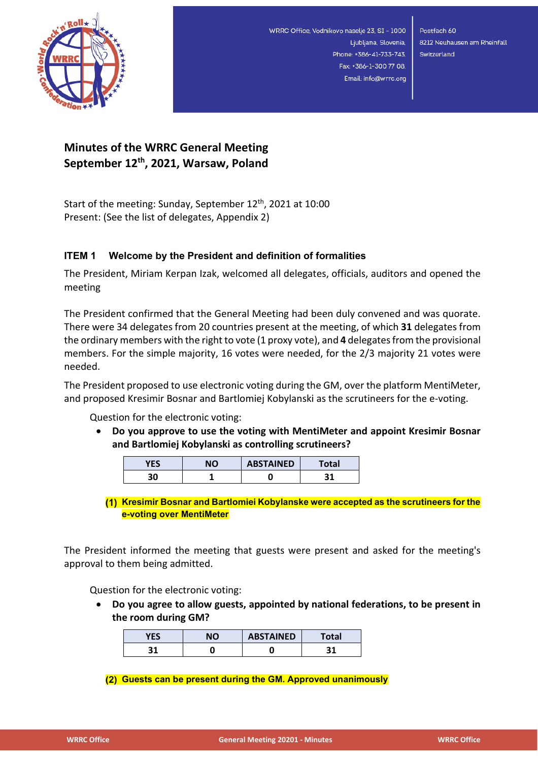# Minutes of the WRRC General Meeting September 12th, 2021, Warsaw, Poland

Start of the meeting: Sunday, September 12th, 2021 at 10:00
Present: (See the list of delegates, Appendix 2)

## ITEM 1 Welcome by the President and definition of formalities

The President, Miriam Kerpan Izak, welcomed all delegates, officials, auditors and opened the meeting

The President confirmed that the General Meeting had been duly convened and was quorate. There were 34 delegates from 20 countries present at the meeting, of which **31** delegates from the ordinary members with the right to vote (1 proxy vote), and **4** delegates from the provisional members. For the simple majority, 16 votes were needed, for the 2/3 majority 21 votes were needed.

The President proposed to use electronic voting during the GM, over the platform MentiMeter, and proposed Kresimir Bosnar and Bartlomiej Kobylanski as the scrutineers for the e-voting.

Question for the electronic voting:

- **Do you approve to use the voting with MentiMeter and appoint Kresimir Bosnar and Bartlomiej Kobylanski as controlling scrutineers?**

| YES | NO | ABSTAINED | Total |
|---|---|---|---|
| 30 | 1 | 0 | 31 |

**(1) Kresimir Bosnar and Bartlomiei Kobylanske were accepted as the scrutineers for the e-voting over MentiMeter**

The President informed the meeting that guests were present and asked for the meeting's approval to them being admitted.

Question for the electronic voting:

- **Do you agree to allow guests, appointed by national federations, to be present in the room during GM?**

| YES | NO | ABSTAINED | Total |
|---|---|---|---|
| 31 | 0 | 0 | 31 |

**(2) Guests can be present during the GM. Approved unanimously**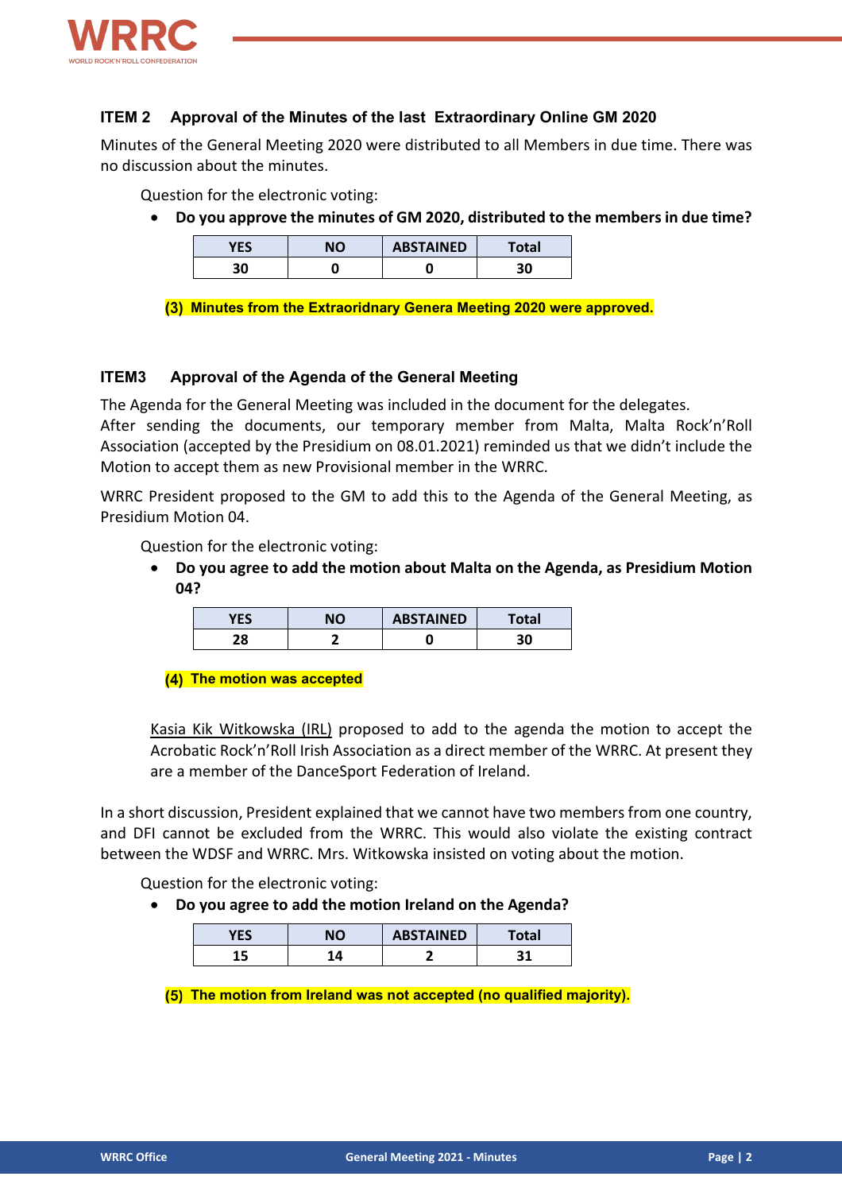### ITEM 2 Approval of the Minutes of the last Extraordinary Online GM 2020

Minutes of the General Meeting 2020 were distributed to all Members in due time. There was no discussion about the minutes.

Question for the electronic voting:

- **Do you approve the minutes of GM 2020, distributed to the members in due time?**

| YES | NO | ABSTAINED | Total |
|---|---|---|---|
| 30 | 0 | 0 | 30 |

**(3) Minutes from the Extraoridnary Genera Meeting 2020 were approved.**

### ITEM3 Approval of the Agenda of the General Meeting

The Agenda for the General Meeting was included in the document for the delegates.
After sending the documents, our temporary member from Malta, Malta Rock'n'Roll Association (accepted by the Presidium on 08.01.2021) reminded us that we didn't include the Motion to accept them as new Provisional member in the WRRC.

WRRC President proposed to the GM to add this to the Agenda of the General Meeting, as Presidium Motion 04.

Question for the electronic voting:

- **Do you agree to add the motion about Malta on the Agenda, as Presidium Motion 04?**

| YES | NO | ABSTAINED | Total |
|---|---|---|---|
| 28 | 2 | 0 | 30 |

**(4) The motion was accepted**

Kasia Kik Witkowska (IRL) proposed to add to the agenda the motion to accept the Acrobatic Rock'n'Roll Irish Association as a direct member of the WRRC. At present they are a member of the DanceSport Federation of Ireland.

In a short discussion, President explained that we cannot have two members from one country, and DFI cannot be excluded from the WRRC. This would also violate the existing contract between the WDSF and WRRC. Mrs. Witkowska insisted on voting about the motion.

Question for the electronic voting:

- **Do you agree to add the motion Ireland on the Agenda?**

| YES | NO | ABSTAINED | Total |
|---|---|---|---|
| 15 | 14 | 2 | 31 |

**(5) The motion from Ireland was not accepted (no qualified majority).**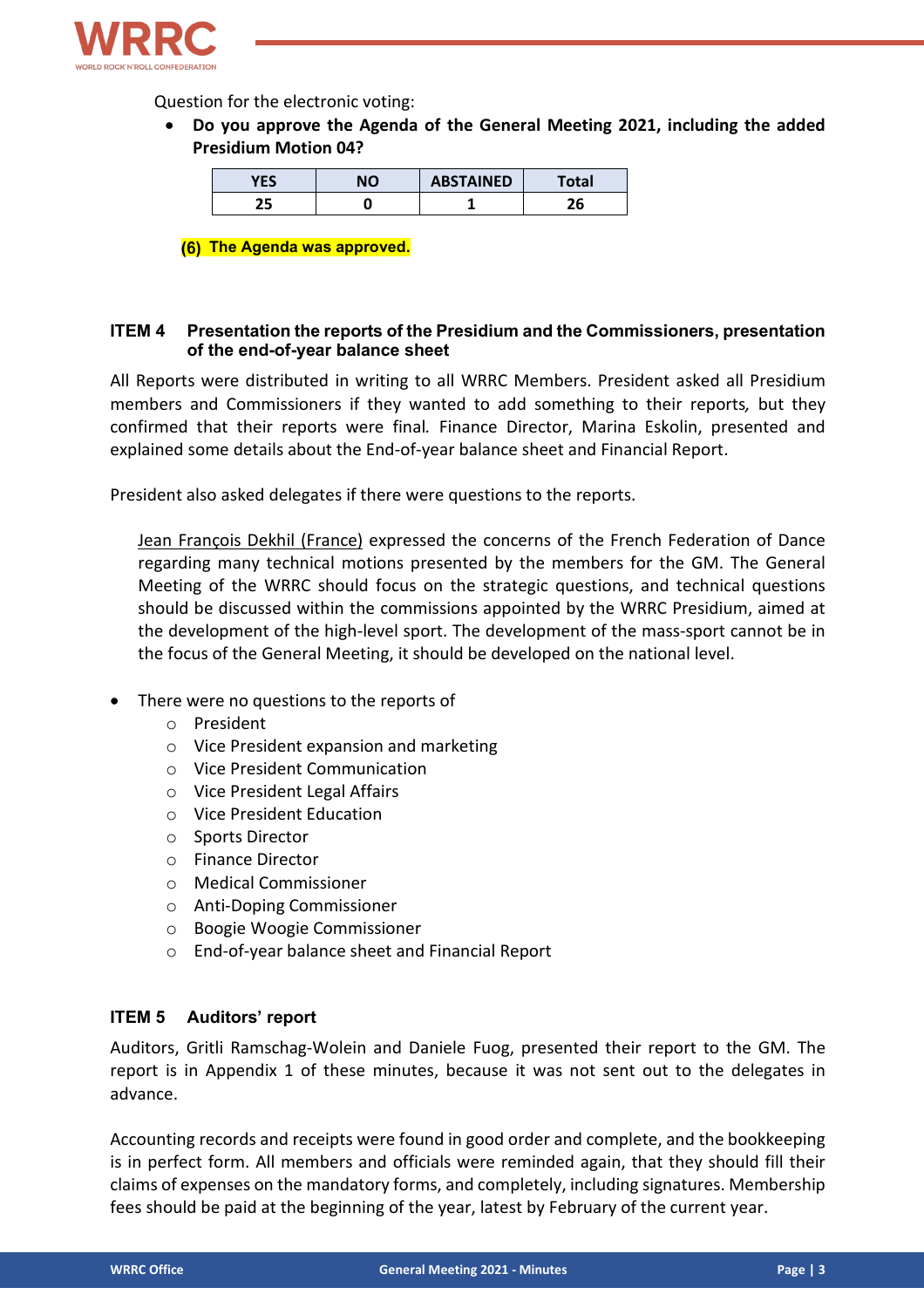Question for the electronic voting:

- **Do you approve the Agenda of the General Meeting 2021, including the added Presidium Motion 04?**

| YES | NO | ABSTAINED | Total |
|---|---|---|---|
| 25 | 0 | 1 | 26 |

**(6) The Agenda was approved.**

### ITEM 4 Presentation the reports of the Presidium and the Commissioners, presentation of the end-of-year balance sheet

All Reports were distributed in writing to all WRRC Members. President asked all Presidium members and Commissioners if they wanted to add something to their reports, but they confirmed that their reports were final. Finance Director, Marina Eskolin, presented and explained some details about the End-of-year balance sheet and Financial Report.

President also asked delegates if there were questions to the reports.

Jean François Dekhil (France) expressed the concerns of the French Federation of Dance regarding many technical motions presented by the members for the GM. The General Meeting of the WRRC should focus on the strategic questions, and technical questions should be discussed within the commissions appointed by the WRRC Presidium, aimed at the development of the high-level sport. The development of the mass-sport cannot be in the focus of the General Meeting, it should be developed on the national level.

- There were no questions to the reports of
  - President
  - Vice President expansion and marketing
  - Vice President Communication
  - Vice President Legal Affairs
  - Vice President Education
  - Sports Director
  - Finance Director
  - Medical Commissioner
  - Anti-Doping Commissioner
  - Boogie Woogie Commissioner
  - End-of-year balance sheet and Financial Report

### ITEM 5 Auditors' report

Auditors, Gritli Ramschag-Wolein and Daniele Fuog, presented their report to the GM. The report is in Appendix 1 of these minutes, because it was not sent out to the delegates in advance.

Accounting records and receipts were found in good order and complete, and the bookkeeping is in perfect form. All members and officials were reminded again, that they should fill their claims of expenses on the mandatory forms, and completely, including signatures. Membership fees should be paid at the beginning of the year, latest by February of the current year.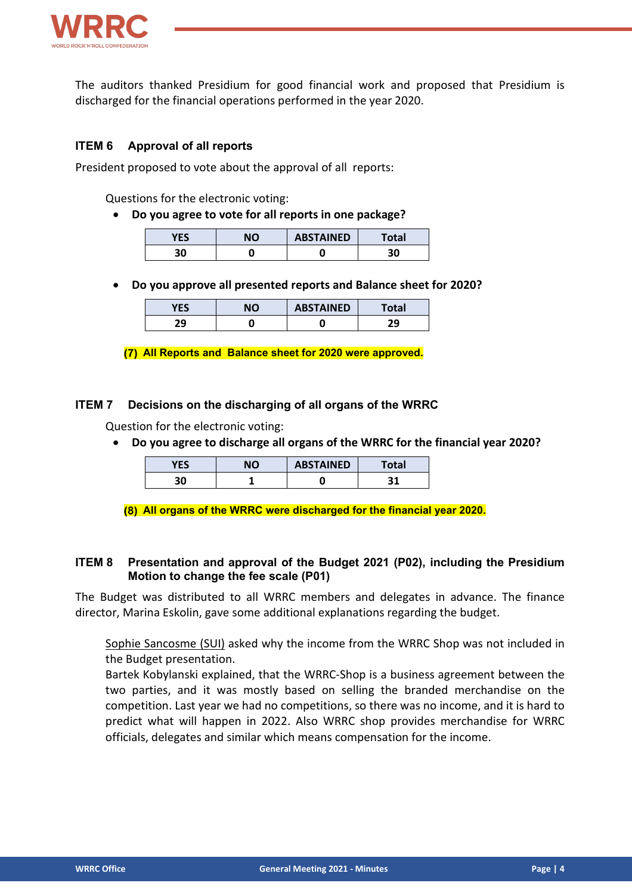The auditors thanked Presidium for good financial work and proposed that Presidium is discharged for the financial operations performed in the year 2020.

### ITEM 6 Approval of all reports

President proposed to vote about the approval of all reports:

Questions for the electronic voting:

- **Do you agree to vote for all reports in one package?**

| YES | NO | ABSTAINED | Total |
|---|---|---|---|
| 30 | 0 | 0 | 30 |

- **Do you approve all presented reports and Balance sheet for 2020?**

| YES | NO | ABSTAINED | Total |
|---|---|---|---|
| 29 | 0 | 0 | 29 |

**(7) All Reports and Balance sheet for 2020 were approved.**

### ITEM 7 Decisions on the discharging of all organs of the WRRC

Question for the electronic voting:

- **Do you agree to discharge all organs of the WRRC for the financial year 2020?**

| YES | NO | ABSTAINED | Total |
|---|---|---|---|
| 30 | 1 | 0 | 31 |

**(8) All organs of the WRRC were discharged for the financial year 2020.**

### ITEM 8 Presentation and approval of the Budget 2021 (P02), including the Presidium Motion to change the fee scale (P01)

The Budget was distributed to all WRRC members and delegates in advance. The finance director, Marina Eskolin, gave some additional explanations regarding the budget.

Sophie Sancosme (SUI) asked why the income from the WRRC Shop was not included in the Budget presentation.
Bartek Kobylanski explained, that the WRRC-Shop is a business agreement between the two parties, and it was mostly based on selling the branded merchandise on the competition. Last year we had no competitions, so there was no income, and it is hard to predict what will happen in 2022. Also WRRC shop provides merchandise for WRRC officials, delegates and similar which means compensation for the income.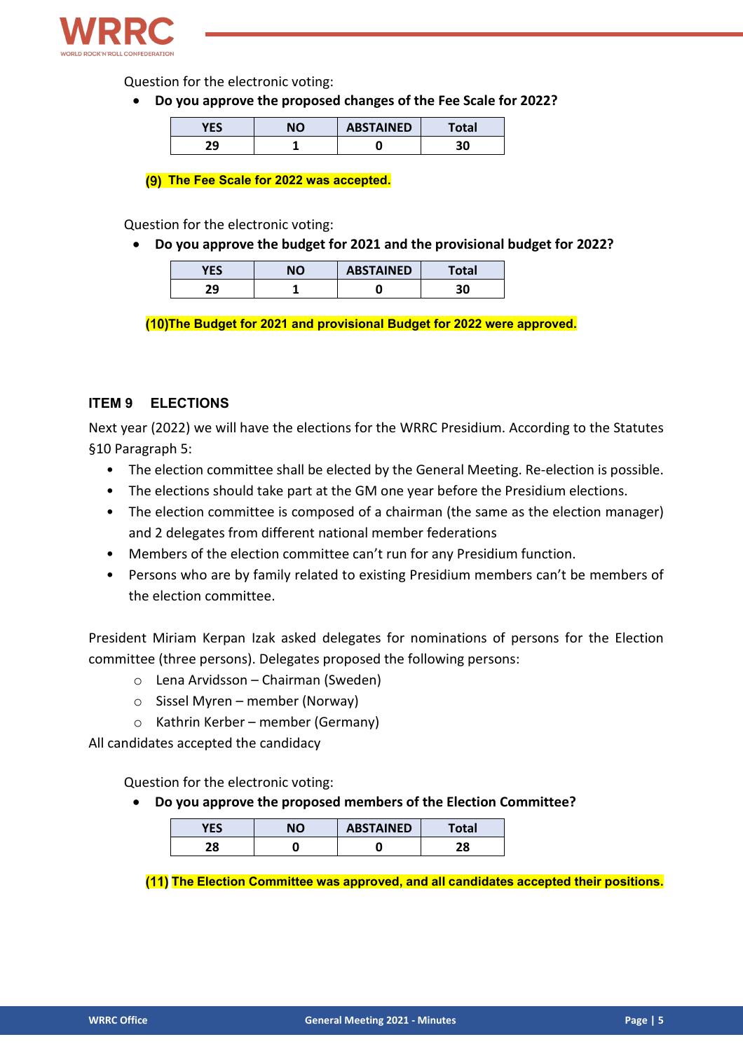Question for the electronic voting:

- **Do you approve the proposed changes of the Fee Scale for 2022?**

| YES | NO | ABSTAINED | Total |
|---|---|---|---|
| 29 | 1 | 0 | 30 |

**(9) The Fee Scale for 2022 was accepted.**

Question for the electronic voting:

- **Do you approve the budget for 2021 and the provisional budget for 2022?**

| YES | NO | ABSTAINED | Total |
|---|---|---|---|
| 29 | 1 | 0 | 30 |

**(10)The Budget for 2021 and provisional Budget for 2022 were approved.**

## ITEM 9 ELECTIONS

Next year (2022) we will have the elections for the WRRC Presidium. According to the Statutes §10 Paragraph 5:

- The election committee shall be elected by the General Meeting. Re-election is possible.
- The elections should take part at the GM one year before the Presidium elections.
- The election committee is composed of a chairman (the same as the election manager) and 2 delegates from different national member federations
- Members of the election committee can't run for any Presidium function.
- Persons who are by family related to existing Presidium members can't be members of the election committee.

President Miriam Kerpan Izak asked delegates for nominations of persons for the Election committee (three persons). Delegates proposed the following persons:

- Lena Arvidsson – Chairman (Sweden)
- Sissel Myren – member (Norway)
- Kathrin Kerber – member (Germany)

All candidates accepted the candidacy

Question for the electronic voting:

- **Do you approve the proposed members of the Election Committee?**

| YES | NO | ABSTAINED | Total |
|---|---|---|---|
| 28 | 0 | 0 | 28 |

**(11) The Election Committee was approved, and all candidates accepted their positions.**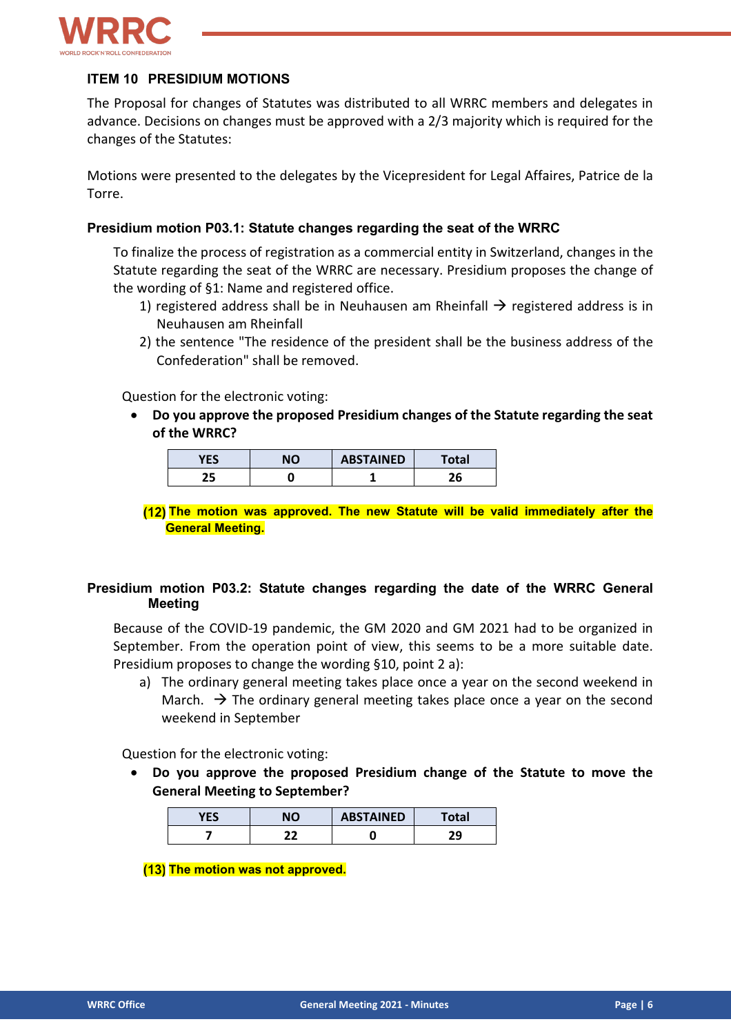## ITEM 10 PRESIDIUM MOTIONS

The Proposal for changes of Statutes was distributed to all WRRC members and delegates in advance. Decisions on changes must be approved with a 2/3 majority which is required for the changes of the Statutes:

Motions were presented to the delegates by the Vicepresident for Legal Affaires, Patrice de la Torre.

### Presidium motion P03.1: Statute changes regarding the seat of the WRRC

To finalize the process of registration as a commercial entity in Switzerland, changes in the Statute regarding the seat of the WRRC are necessary. Presidium proposes the change of the wording of §1: Name and registered office.

1) registered address shall be in Neuhausen am Rheinfall → registered address is in Neuhausen am Rheinfall
2) the sentence "The residence of the president shall be the business address of the Confederation" shall be removed.

Question for the electronic voting:

- **Do you approve the proposed Presidium changes of the Statute regarding the seat of the WRRC?**

| YES | NO | ABSTAINED | Total |
|---|---|---|---|
| 25 | 0 | 1 | 26 |

**(12) The motion was approved. The new Statute will be valid immediately after the General Meeting.**

### Presidium motion P03.2: Statute changes regarding the date of the WRRC General Meeting

Because of the COVID-19 pandemic, the GM 2020 and GM 2021 had to be organized in September. From the operation point of view, this seems to be a more suitable date. Presidium proposes to change the wording §10, point 2 a):

a) The ordinary general meeting takes place once a year on the second weekend in March. → The ordinary general meeting takes place once a year on the second weekend in September

Question for the electronic voting:

- **Do you approve the proposed Presidium change of the Statute to move the General Meeting to September?**

| YES | NO | ABSTAINED | Total |
|---|---|---|---|
| 7 | 22 | 0 | 29 |

**(13) The motion was not approved.**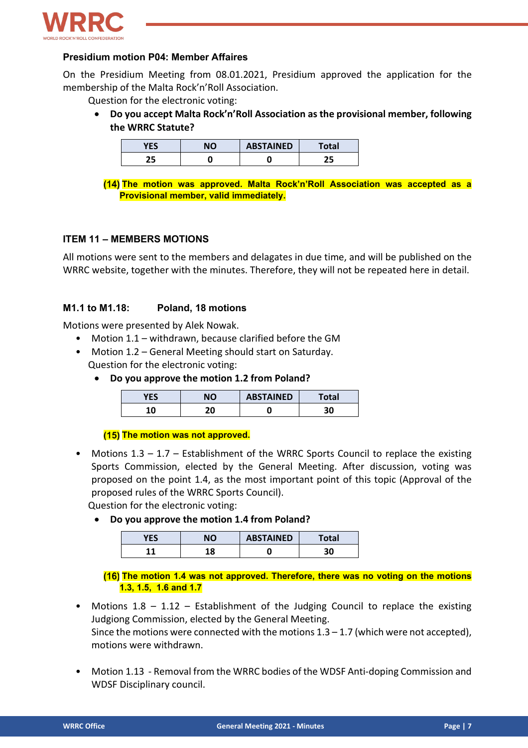**Presidium motion P04: Member Affaires**

On the Presidium Meeting from 08.01.2021, Presidium approved the application for the membership of the Malta Rock'n'Roll Association.

Question for the electronic voting:

- **Do you accept Malta Rock'n'Roll Association as the provisional member, following the WRRC Statute?**

| YES | NO | ABSTAINED | Total |
|---|---|---|---|
| 25 | 0 | 0 | 25 |

**(14) The motion was approved. Malta Rock'n'Roll Association was accepted as a Provisional member, valid immediately.**

**ITEM 11 – MEMBERS MOTIONS**

All motions were sent to the members and delagates in due time, and will be published on the WRRC website, together with the minutes. Therefore, they will not be repeated here in detail.

**M1.1 to M1.18: Poland, 18 motions**

Motions were presented by Alek Nowak.

- Motion 1.1 – withdrawn, because clarified before the GM
- Motion 1.2 – General Meeting should start on Saturday.

Question for the electronic voting:

- **Do you approve the motion 1.2 from Poland?**

| YES | NO | ABSTAINED | Total |
|---|---|---|---|
| 10 | 20 | 0 | 30 |

**(15) The motion was not approved.**

- Motions 1.3 – 1.7 – Establishment of the WRRC Sports Council to replace the existing Sports Commission, elected by the General Meeting. After discussion, voting was proposed on the point 1.4, as the most important point of this topic (Approval of the proposed rules of the WRRC Sports Council).

Question for the electronic voting:

- **Do you approve the motion 1.4 from Poland?**

| YES | NO | ABSTAINED | Total |
|---|---|---|---|
| 11 | 18 | 0 | 30 |

**(16) The motion 1.4 was not approved. Therefore, there was no voting on the motions 1.3, 1.5, 1.6 and 1.7**

- Motions 1.8 – 1.12 – Establishment of the Judging Council to replace the existing Judgiong Commission, elected by the General Meeting.
  Since the motions were connected with the motions 1.3 – 1.7 (which were not accepted), motions were withdrawn.

- Motion 1.13 - Removal from the WRRC bodies of the WDSF Anti-doping Commission and WDSF Disciplinary council.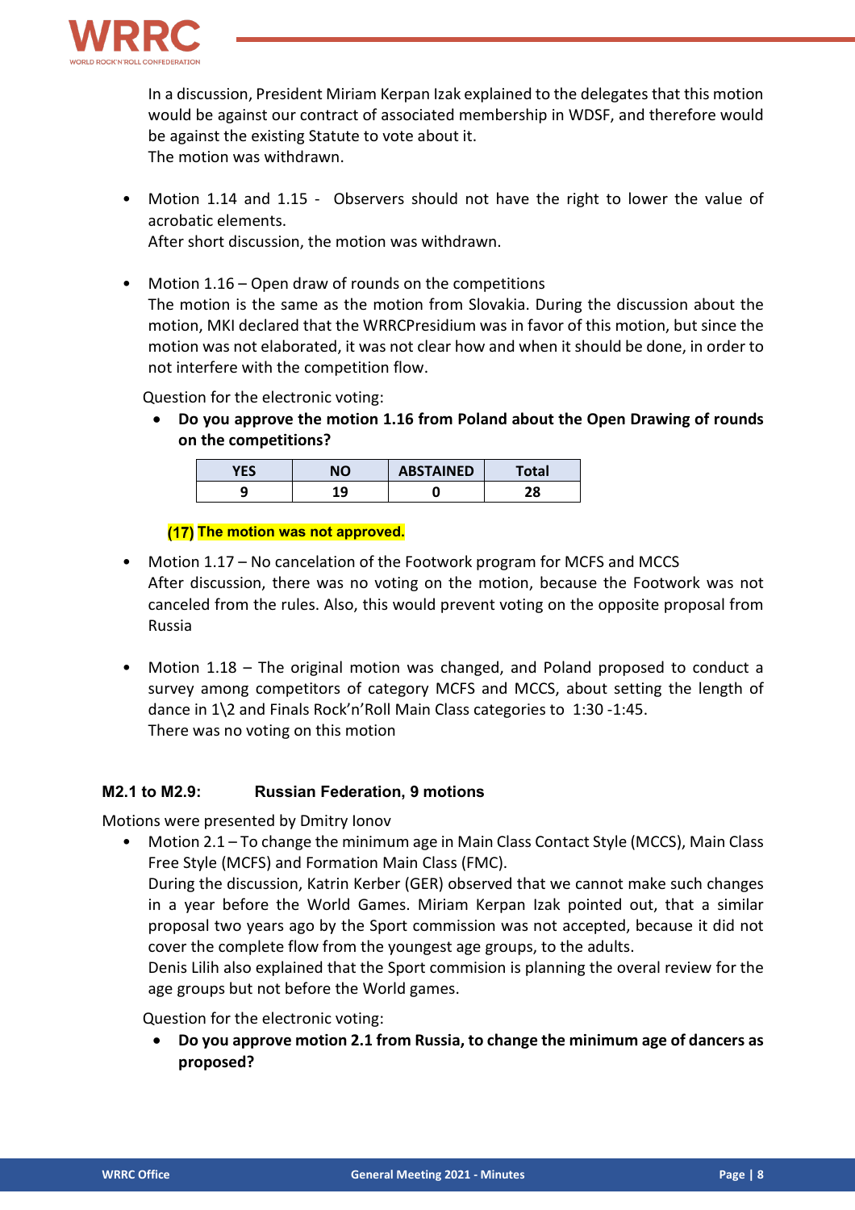In a discussion, President Miriam Kerpan Izak explained to the delegates that this motion would be against our contract of associated membership in WDSF, and therefore would be against the existing Statute to vote about it.
The motion was withdrawn.

- Motion 1.14 and 1.15 - Observers should not have the right to lower the value of acrobatic elements.
  After short discussion, the motion was withdrawn.

- Motion 1.16 – Open draw of rounds on the competitions
  The motion is the same as the motion from Slovakia. During the discussion about the motion, MKI declared that the WRRCPresidium was in favor of this motion, but since the motion was not elaborated, it was not clear how and when it should be done, in order to not interfere with the competition flow.

  Question for the electronic voting:
  - **Do you approve the motion 1.16 from Poland about the Open Drawing of rounds on the competitions?**

  | YES | NO | ABSTAINED | Total |
  |---|---|---|---|
  | 9 | 19 | 0 | 28 |

  **(17) The motion was not approved.**

- Motion 1.17 – No cancelation of the Footwork program for MCFS and MCCS
  After discussion, there was no voting on the motion, because the Footwork was not canceled from the rules. Also, this would prevent voting on the opposite proposal from Russia

- Motion 1.18 – The original motion was changed, and Poland proposed to conduct a survey among competitors of category MCFS and MCCS, about setting the length of dance in 1\2 and Finals Rock'n'Roll Main Class categories to 1:30 -1:45.
  There was no voting on this motion

**M2.1 to M2.9: Russian Federation, 9 motions**

Motions were presented by Dmitry Ionov

- Motion 2.1 – To change the minimum age in Main Class Contact Style (MCCS), Main Class Free Style (MCFS) and Formation Main Class (FMC).
  During the discussion, Katrin Kerber (GER) observed that we cannot make such changes in a year before the World Games. Miriam Kerpan Izak pointed out, that a similar proposal two years ago by the Sport commission was not accepted, because it did not cover the complete flow from the youngest age groups, to the adults.
  Denis Lilih also explained that the Sport commision is planning the overal review for the age groups but not before the World games.

  Question for the electronic voting:
  - **Do you approve motion 2.1 from Russia, to change the minimum age of dancers as proposed?**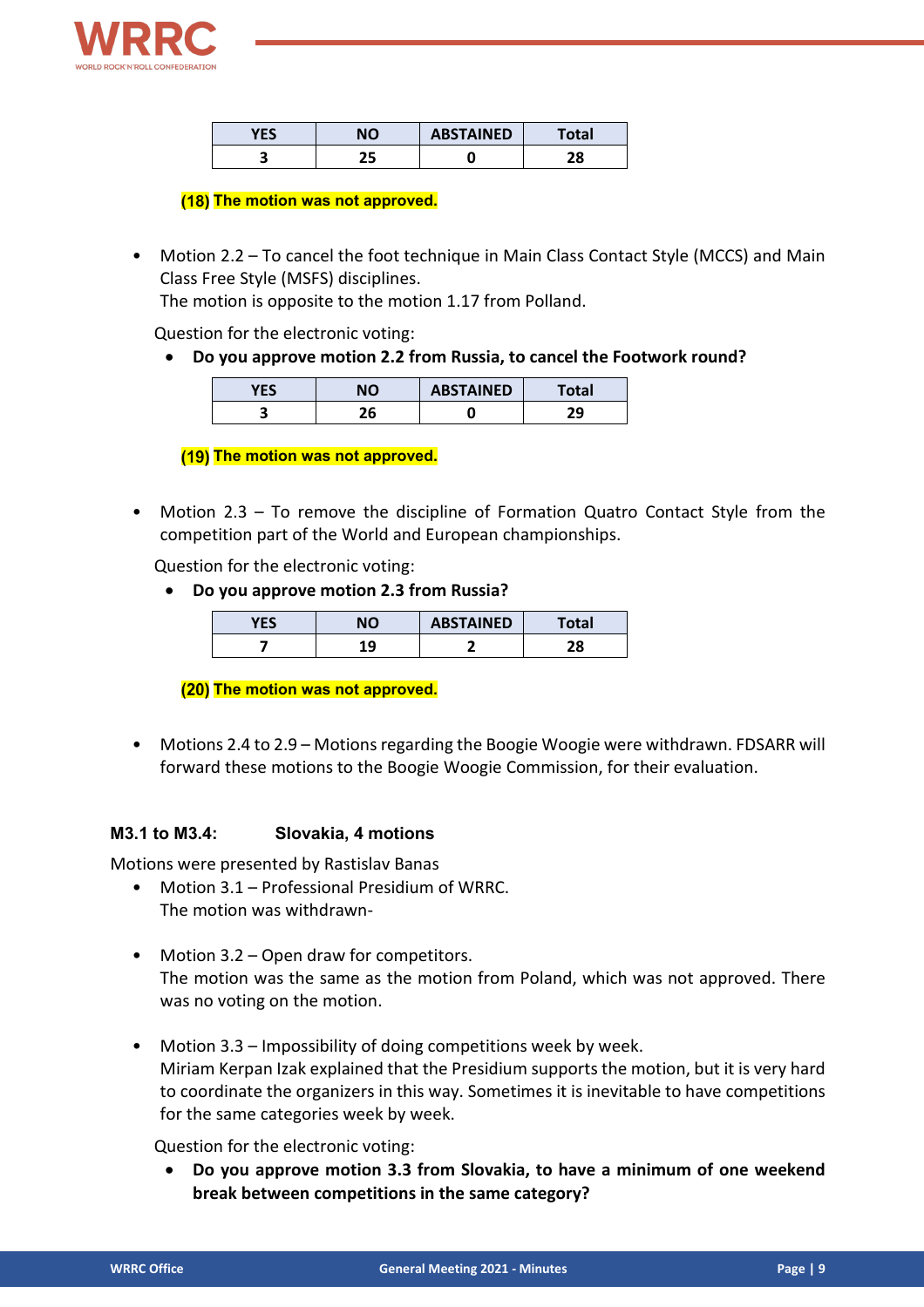| YES | NO | ABSTAINED | Total |
|---|---|---|---|
| 3 | 25 | 0 | 28 |

**(18) The motion was not approved.**

- Motion 2.2 – To cancel the foot technique in Main Class Contact Style (MCCS) and Main Class Free Style (MSFS) disciplines.
  The motion is opposite to the motion 1.17 from Polland.

  Question for the electronic voting:
  - **Do you approve motion 2.2 from Russia, to cancel the Footwork round?**

| YES | NO | ABSTAINED | Total |
|---|---|---|---|
| 3 | 26 | 0 | 29 |

**(19) The motion was not approved.**

- Motion 2.3 – To remove the discipline of Formation Quatro Contact Style from the competition part of the World and European championships.

  Question for the electronic voting:
  - **Do you approve motion 2.3 from Russia?**

| YES | NO | ABSTAINED | Total |
|---|---|---|---|
| 7 | 19 | 2 | 28 |

**(20) The motion was not approved.**

- Motions 2.4 to 2.9 – Motions regarding the Boogie Woogie were withdrawn. FDSARR will forward these motions to the Boogie Woogie Commission, for their evaluation.

### M3.1 to M3.4: Slovakia, 4 motions

Motions were presented by Rastislav Banas

- Motion 3.1 – Professional Presidium of WRRC.
  The motion was withdrawn-

- Motion 3.2 – Open draw for competitors.
  The motion was the same as the motion from Poland, which was not approved. There was no voting on the motion.

- Motion 3.3 – Impossibility of doing competitions week by week.
  Miriam Kerpan Izak explained that the Presidium supports the motion, but it is very hard to coordinate the organizers in this way. Sometimes it is inevitable to have competitions for the same categories week by week.

  Question for the electronic voting:
  - **Do you approve motion 3.3 from Slovakia, to have a minimum of one weekend break between competitions in the same category?**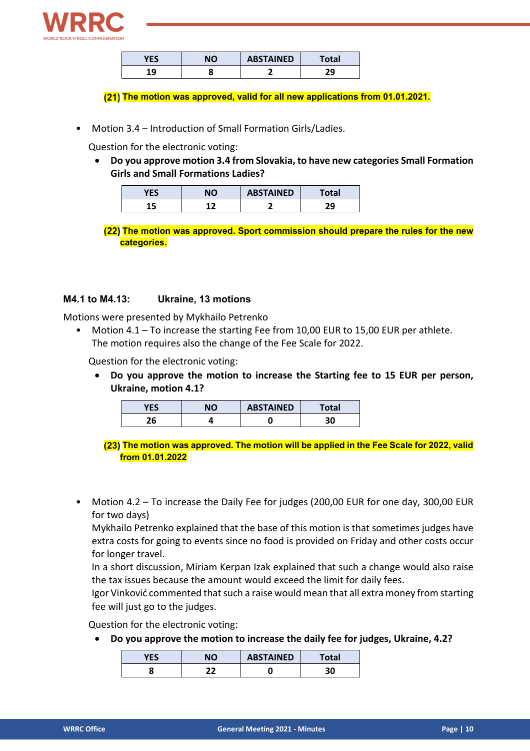| YES | NO | ABSTAINED | Total |
|---|---|---|---|
| 19 | 8 | 2 | 29 |

**(21) The motion was approved, valid for all new applications from 01.01.2021.**

- Motion 3.4 – Introduction of Small Formation Girls/Ladies.

  Question for the electronic voting:

  - **Do you approve motion 3.4 from Slovakia, to have new categories Small Formation Girls and Small Formations Ladies?**

| YES | NO | ABSTAINED | Total |
|---|---|---|---|
| 15 | 12 | 2 | 29 |

**(22) The motion was approved. Sport commission should prepare the rules for the new categories.**

**M4.1 to M4.13: Ukraine, 13 motions**

Motions were presented by Mykhailo Petrenko

- Motion 4.1 – To increase the starting Fee from 10,00 EUR to 15,00 EUR per athlete. The motion requires also the change of the Fee Scale for 2022.

  Question for the electronic voting:

  - **Do you approve the motion to increase the Starting fee to 15 EUR per person, Ukraine, motion 4.1?**

| YES | NO | ABSTAINED | Total |
|---|---|---|---|
| 26 | 4 | 0 | 30 |

**(23) The motion was approved. The motion will be applied in the Fee Scale for 2022, valid from 01.01.2022**

- Motion 4.2 – To increase the Daily Fee for judges (200,00 EUR for one day, 300,00 EUR for two days)
  Mykhailo Petrenko explained that the base of this motion is that sometimes judges have extra costs for going to events since no food is provided on Friday and other costs occur for longer travel.
  In a short discussion, Miriam Kerpan Izak explained that such a change would also raise the tax issues because the amount would exceed the limit for daily fees.
  Igor Vinković commented that such a raise would mean that all extra money from starting fee will just go to the judges.

  Question for the electronic voting:

  - **Do you approve the motion to increase the daily fee for judges, Ukraine, 4.2?**

| YES | NO | ABSTAINED | Total |
|---|---|---|---|
| 8 | 22 | 0 | 30 |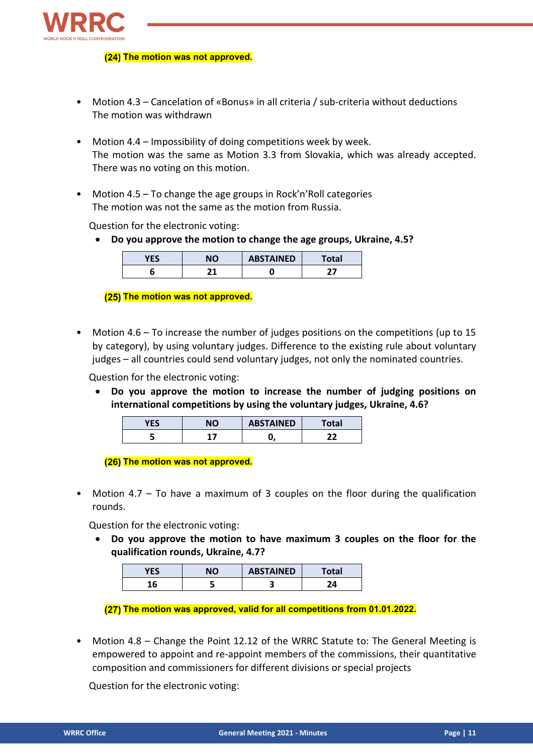**(24) The motion was not approved.**

- Motion 4.3 – Cancelation of «Bonus» in all criteria / sub-criteria without deductions
  The motion was withdrawn

- Motion 4.4 – Impossibility of doing competitions week by week.
  The motion was the same as Motion 3.3 from Slovakia, which was already accepted. There was no voting on this motion.

- Motion 4.5 – To change the age groups in Rock'n'Roll categories
  The motion was not the same as the motion from Russia.

Question for the electronic voting:

- **Do you approve the motion to change the age groups, Ukraine, 4.5?**

| YES | NO | ABSTAINED | Total |
|---|---|---|---|
| 6 | 21 | 0 | 27 |

**(25) The motion was not approved.**

- Motion 4.6 – To increase the number of judges positions on the competitions (up to 15 by category), by using voluntary judges. Difference to the existing rule about voluntary judges – all countries could send voluntary judges, not only the nominated countries.

Question for the electronic voting:

- **Do you approve the motion to increase the number of judging positions on international competitions by using the voluntary judges, Ukraine, 4.6?**

| YES | NO | ABSTAINED | Total |
|---|---|---|---|
| 5 | 17 | 0, | 22 |

**(26) The motion was not approved.**

- Motion 4.7 – To have a maximum of 3 couples on the floor during the qualification rounds.

Question for the electronic voting:

- **Do you approve the motion to have maximum 3 couples on the floor for the qualification rounds, Ukraine, 4.7?**

| YES | NO | ABSTAINED | Total |
|---|---|---|---|
| 16 | 5 | 3 | 24 |

**(27) The motion was approved, valid for all competitions from 01.01.2022.**

- Motion 4.8 – Change the Point 12.12 of the WRRC Statute to: The General Meeting is empowered to appoint and re-appoint members of the commissions, their quantitative composition and commissioners for different divisions or special projects

Question for the electronic voting: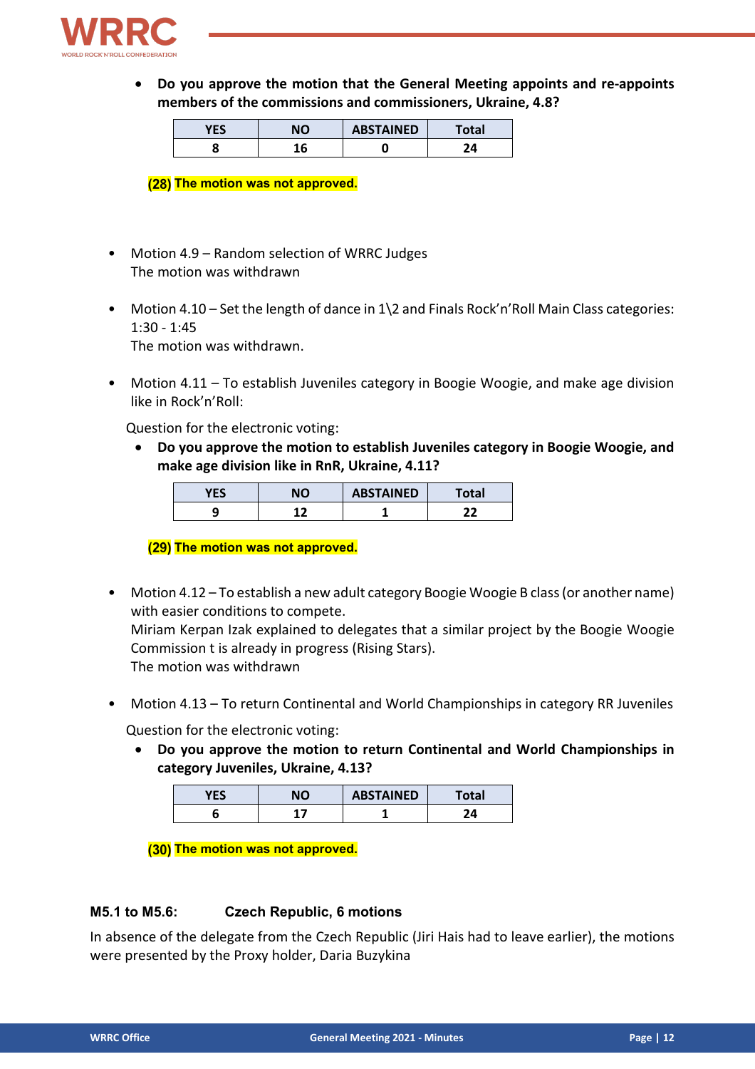- **Do you approve the motion that the General Meeting appoints and re-appoints members of the commissions and commissioners, Ukraine, 4.8?**

| YES | NO | ABSTAINED | Total |
|---|---|---|---|
| 8 | 16 | 0 | 24 |

**(28) The motion was not approved.**

- Motion 4.9 – Random selection of WRRC Judges
  The motion was withdrawn

- Motion 4.10 – Set the length of dance in 1\2 and Finals Rock'n'Roll Main Class categories: 1:30 - 1:45
  The motion was withdrawn.

- Motion 4.11 – To establish Juveniles category in Boogie Woogie, and make age division like in Rock'n'Roll:

Question for the electronic voting:

- **Do you approve the motion to establish Juveniles category in Boogie Woogie, and make age division like in RnR, Ukraine, 4.11?**

| YES | NO | ABSTAINED | Total |
|---|---|---|---|
| 9 | 12 | 1 | 22 |

**(29) The motion was not approved.**

- Motion 4.12 – To establish a new adult category Boogie Woogie B class (or another name) with easier conditions to compete.
  Miriam Kerpan Izak explained to delegates that a similar project by the Boogie Woogie Commission t is already in progress (Rising Stars).
  The motion was withdrawn

- Motion 4.13 – To return Continental and World Championships in category RR Juveniles

Question for the electronic voting:

- **Do you approve the motion to return Continental and World Championships in category Juveniles, Ukraine, 4.13?**

| YES | NO | ABSTAINED | Total |
|---|---|---|---|
| 6 | 17 | 1 | 24 |

**(30) The motion was not approved.**

### M5.1 to M5.6: Czech Republic, 6 motions

In absence of the delegate from the Czech Republic (Jiri Hais had to leave earlier), the motions were presented by the Proxy holder, Daria Buzykina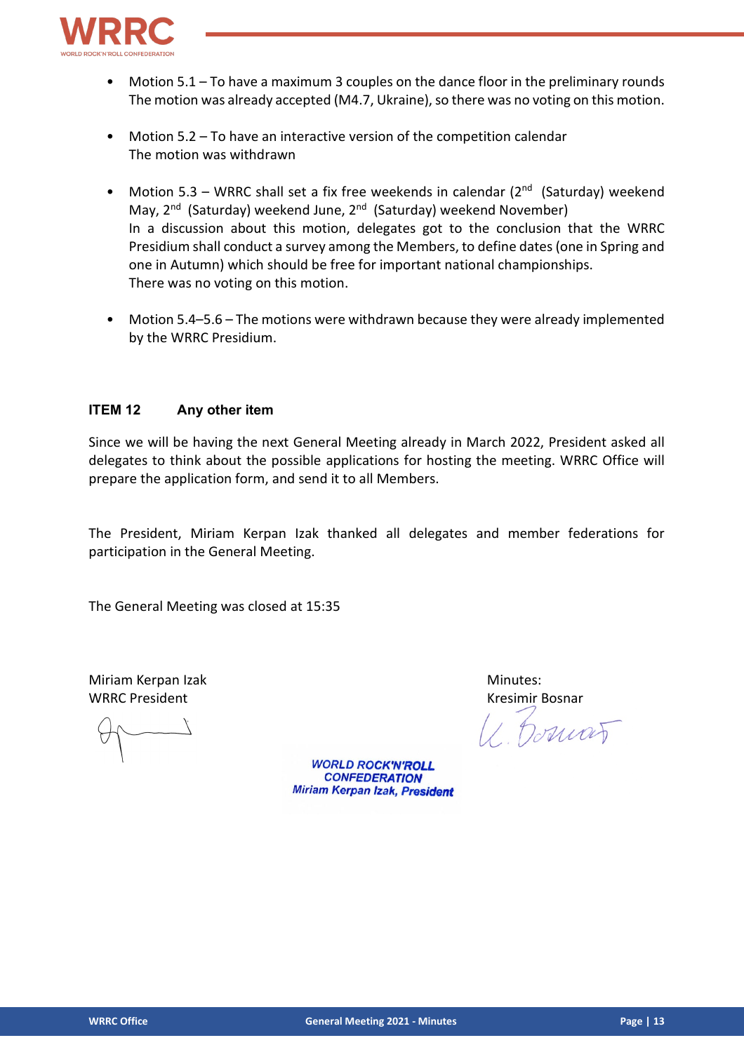- Motion 5.1 – To have a maximum 3 couples on the dance floor in the preliminary rounds
  The motion was already accepted (M4.7, Ukraine), so there was no voting on this motion.

- Motion 5.2 – To have an interactive version of the competition calendar
  The motion was withdrawn

- Motion 5.3 – WRRC shall set a fix free weekends in calendar (2nd (Saturday) weekend May, 2nd (Saturday) weekend June, 2nd (Saturday) weekend November)
  In a discussion about this motion, delegates got to the conclusion that the WRRC Presidium shall conduct a survey among the Members, to define dates (one in Spring and one in Autumn) which should be free for important national championships.
  There was no voting on this motion.

- Motion 5.4–5.6 – The motions were withdrawn because they were already implemented by the WRRC Presidium.

### ITEM 12 Any other item

Since we will be having the next General Meeting already in March 2022, President asked all delegates to think about the possible applications for hosting the meeting. WRRC Office will prepare the application form, and send it to all Members.

The President, Miriam Kerpan Izak thanked all delegates and member federations for participation in the General Meeting.

The General Meeting was closed at 15:35

Miriam Kerpan Izak
WRRC President

Minutes:
Kresimir Bosnar

WORLD ROCK'N'ROLL CONFEDERATION
Miriam Kerpan Izak, President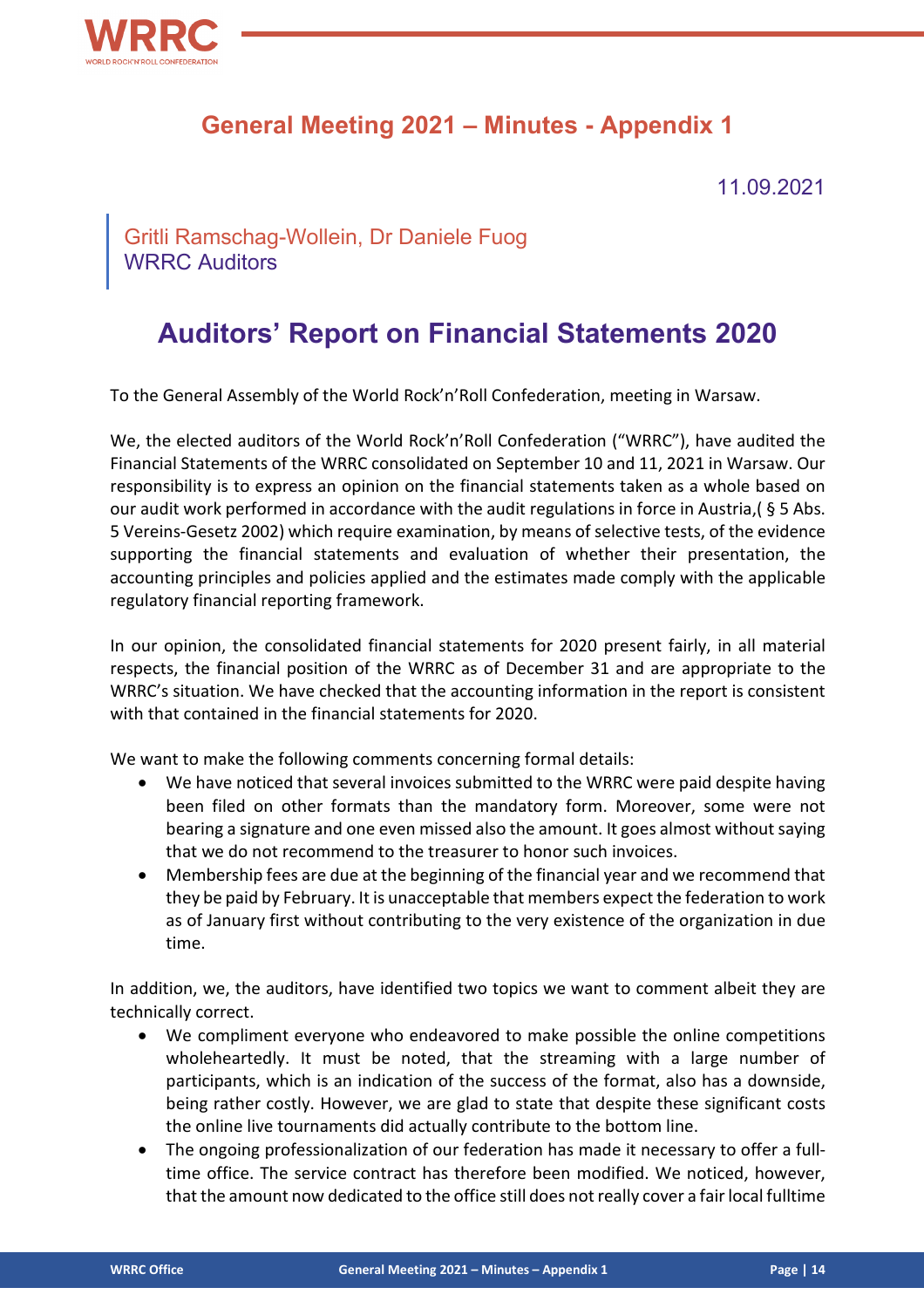# General Meeting 2021 – Minutes - Appendix 1

11.09.2021

Gritli Ramschag-Wollein, Dr Daniele Fuog
WRRC Auditors

## Auditors' Report on Financial Statements 2020

To the General Assembly of the World Rock'n'Roll Confederation, meeting in Warsaw.

We, the elected auditors of the World Rock'n'Roll Confederation ("WRRC"), have audited the Financial Statements of the WRRC consolidated on September 10 and 11, 2021 in Warsaw. Our responsibility is to express an opinion on the financial statements taken as a whole based on our audit work performed in accordance with the audit regulations in force in Austria,( § 5 Abs. 5 Vereins-Gesetz 2002) which require examination, by means of selective tests, of the evidence supporting the financial statements and evaluation of whether their presentation, the accounting principles and policies applied and the estimates made comply with the applicable regulatory financial reporting framework.

In our opinion, the consolidated financial statements for 2020 present fairly, in all material respects, the financial position of the WRRC as of December 31 and are appropriate to the WRRC's situation. We have checked that the accounting information in the report is consistent with that contained in the financial statements for 2020.

We want to make the following comments concerning formal details:

- We have noticed that several invoices submitted to the WRRC were paid despite having been filed on other formats than the mandatory form. Moreover, some were not bearing a signature and one even missed also the amount. It goes almost without saying that we do not recommend to the treasurer to honor such invoices.
- Membership fees are due at the beginning of the financial year and we recommend that they be paid by February. It is unacceptable that members expect the federation to work as of January first without contributing to the very existence of the organization in due time.

In addition, we, the auditors, have identified two topics we want to comment albeit they are technically correct.

- We compliment everyone who endeavored to make possible the online competitions wholeheartedly. It must be noted, that the streaming with a large number of participants, which is an indication of the success of the format, also has a downside, being rather costly. However, we are glad to state that despite these significant costs the online live tournaments did actually contribute to the bottom line.
- The ongoing professionalization of our federation has made it necessary to offer a full-time office. The service contract has therefore been modified. We noticed, however, that the amount now dedicated to the office still does not really cover a fair local fulltime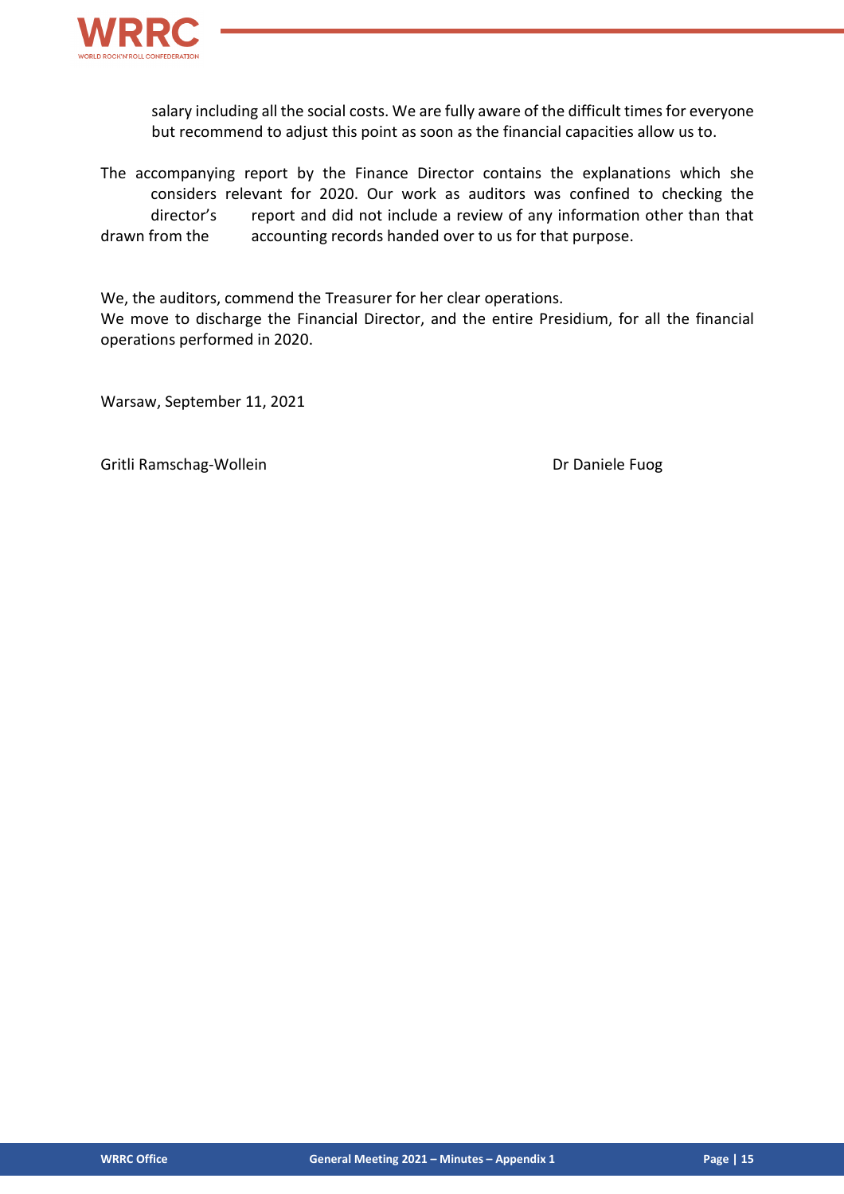salary including all the social costs. We are fully aware of the difficult times for everyone but recommend to adjust this point as soon as the financial capacities allow us to.

The accompanying report by the Finance Director contains the explanations which she considers relevant for 2020. Our work as auditors was confined to checking the director's report and did not include a review of any information other than that drawn from the accounting records handed over to us for that purpose.

We, the auditors, commend the Treasurer for her clear operations.
We move to discharge the Financial Director, and the entire Presidium, for all the financial operations performed in 2020.

Warsaw, September 11, 2021

Gritli Ramschag-Wollein

Dr Daniele Fuog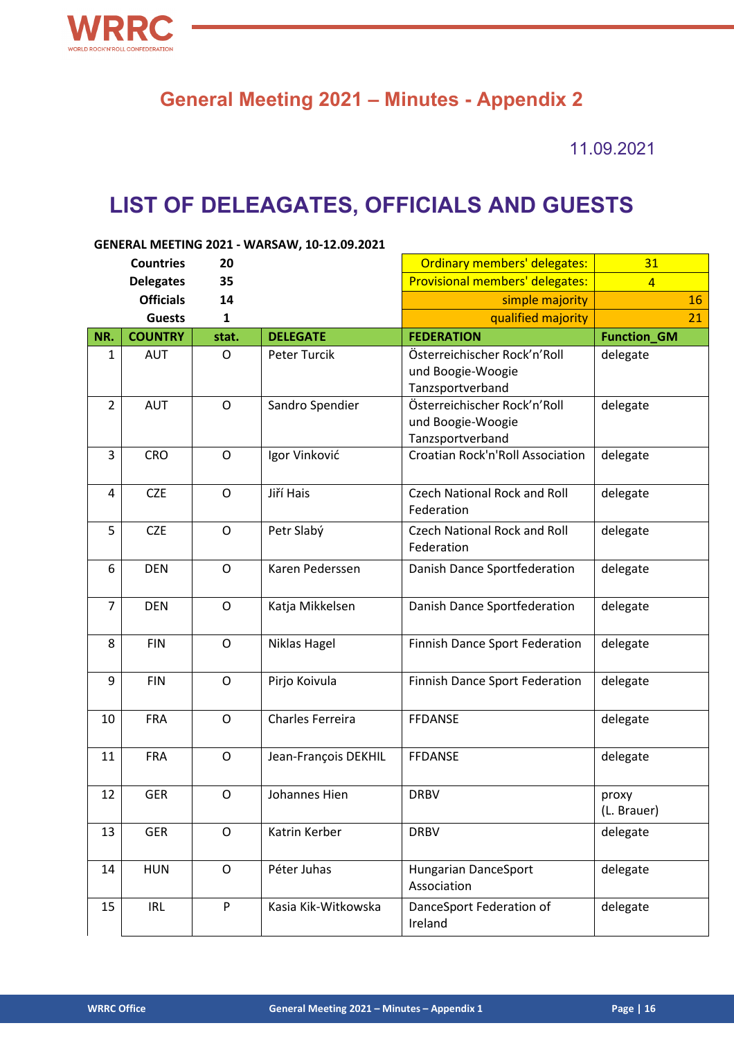# General Meeting 2021 – Minutes - Appendix 2

11.09.2021

## LIST OF DELEAGATES, OFFICIALS AND GUESTS

**GENERAL MEETING 2021 - WARSAW, 10-12.09.2021**

| | |
|---|---|
| **Countries** | **20** |
| **Delegates** | **35** |
| **Officials** | **14** |
| **Guests** | **1** |

| | |
|---|---|
| Ordinary members' delegates: | 31 |
| Provisional members' delegates: | 4 |
| simple majority | 16 |
| qualified majority | 21 |

| NR. | COUNTRY | stat. | DELEGATE | FEDERATION | Function_GM |
|---|---|---|---|---|---|
| 1 | AUT | O | Peter Turcik | Österreichischer Rock'n'Roll und Boogie-Woogie Tanzsportverband | delegate |
| 2 | AUT | O | Sandro Spendier | Österreichischer Rock'n'Roll und Boogie-Woogie Tanzsportverband | delegate |
| 3 | CRO | O | Igor Vinković | Croatian Rock'n'Roll Association | delegate |
| 4 | CZE | O | Jiří Hais | Czech National Rock and Roll Federation | delegate |
| 5 | CZE | O | Petr Slabý | Czech National Rock and Roll Federation | delegate |
| 6 | DEN | O | Karen Pederssen | Danish Dance Sportfederation | delegate |
| 7 | DEN | O | Katja Mikkelsen | Danish Dance Sportfederation | delegate |
| 8 | FIN | O | Niklas Hagel | Finnish Dance Sport Federation | delegate |
| 9 | FIN | O | Pirjo Koivula | Finnish Dance Sport Federation | delegate |
| 10 | FRA | O | Charles Ferreira | FFDANSE | delegate |
| 11 | FRA | O | Jean-François DEKHIL | FFDANSE | delegate |
| 12 | GER | O | Johannes Hien | DRBV | proxy (L. Brauer) |
| 13 | GER | O | Katrin Kerber | DRBV | delegate |
| 14 | HUN | O | Péter Juhas | Hungarian DanceSport Association | delegate |
| 15 | IRL | P | Kasia Kik-Witkowska | DanceSport Federation of Ireland | delegate |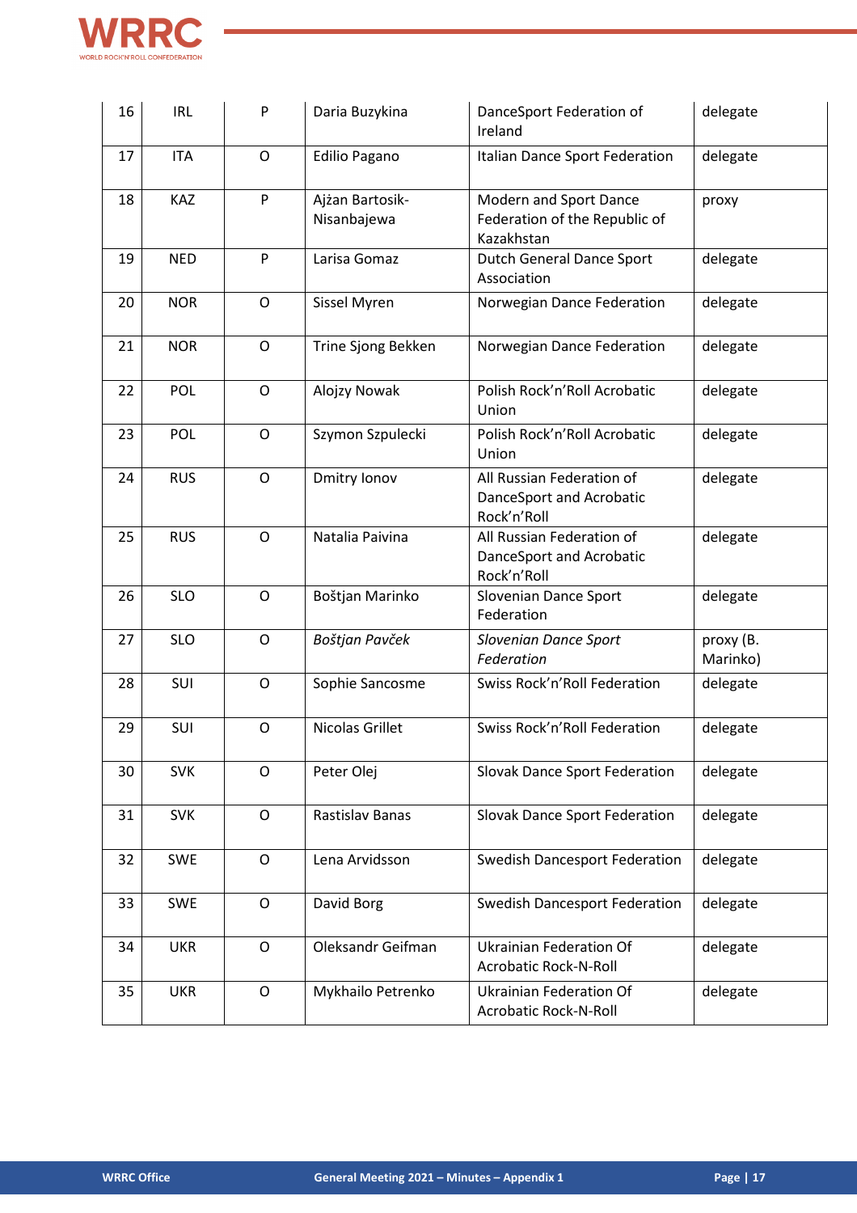| 16 | IRL | P | Daria Buzykina | DanceSport Federation of Ireland | delegate |
|---|---|---|---|---|---|
| 17 | ITA | O | Edilio Pagano | Italian Dance Sport Federation | delegate |
| 18 | KAZ | P | Ajżan Bartosik-Nisanbajewa | Modern and Sport Dance Federation of the Republic of Kazakhstan | proxy |
| 19 | NED | P | Larisa Gomaz | Dutch General Dance Sport Association | delegate |
| 20 | NOR | O | Sissel Myren | Norwegian Dance Federation | delegate |
| 21 | NOR | O | Trine Sjong Bekken | Norwegian Dance Federation | delegate |
| 22 | POL | O | Alojzy Nowak | Polish Rock'n'Roll Acrobatic Union | delegate |
| 23 | POL | O | Szymon Szpulecki | Polish Rock'n'Roll Acrobatic Union | delegate |
| 24 | RUS | O | Dmitry Ionov | All Russian Federation of DanceSport and Acrobatic Rock'n'Roll | delegate |
| 25 | RUS | O | Natalia Paivina | All Russian Federation of DanceSport and Acrobatic Rock'n'Roll | delegate |
| 26 | SLO | O | Boštjan Marinko | Slovenian Dance Sport Federation | delegate |
| 27 | SLO | O | *Boštjan Pavček* | *Slovenian Dance Sport Federation* | proxy (B. Marinko) |
| 28 | SUI | O | Sophie Sancosme | Swiss Rock'n'Roll Federation | delegate |
| 29 | SUI | O | Nicolas Grillet | Swiss Rock'n'Roll Federation | delegate |
| 30 | SVK | O | Peter Olej | Slovak Dance Sport Federation | delegate |
| 31 | SVK | O | Rastislav Banas | Slovak Dance Sport Federation | delegate |
| 32 | SWE | O | Lena Arvidsson | Swedish Dancesport Federation | delegate |
| 33 | SWE | O | David Borg | Swedish Dancesport Federation | delegate |
| 34 | UKR | O | Oleksandr Geifman | Ukrainian Federation Of Acrobatic Rock-N-Roll | delegate |
| 35 | UKR | O | Mykhailo Petrenko | Ukrainian Federation Of Acrobatic Rock-N-Roll | delegate |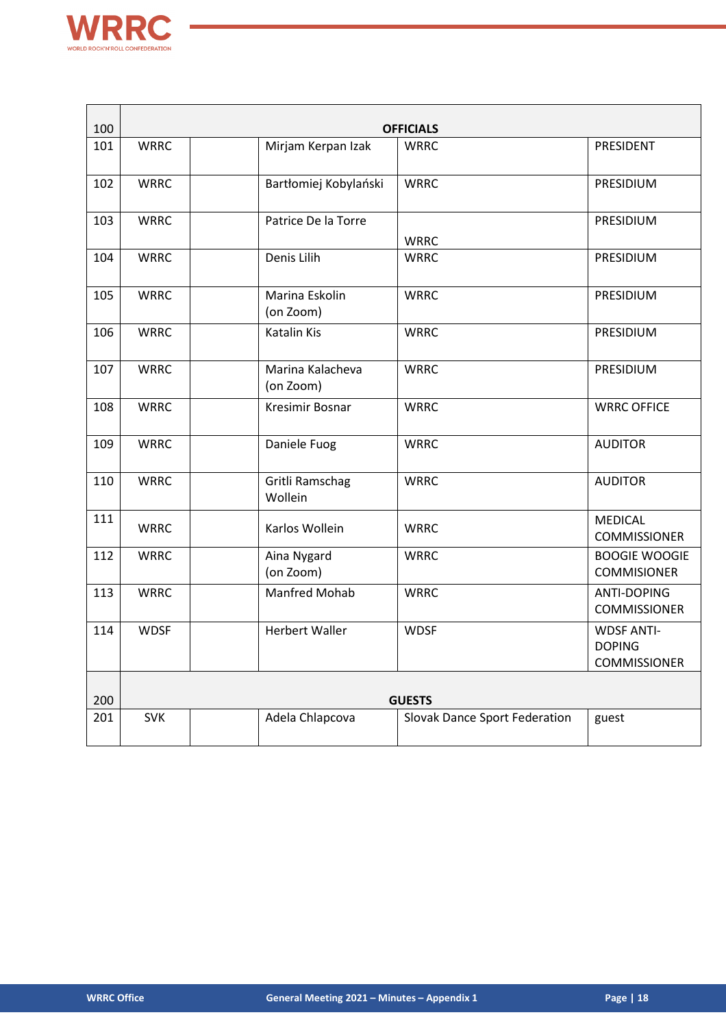| | | | | | |
|---|---|---|---|---|---|
| 100 | | | **OFFICIALS** | | |
| 101 | WRRC | | Mirjam Kerpan Izak | WRRC | PRESIDENT |
| 102 | WRRC | | Bartłomiej Kobylański | WRRC | PRESIDIUM |
| 103 | WRRC | | Patrice De la Torre | WRRC | PRESIDIUM |
| 104 | WRRC | | Denis Lilih | WRRC | PRESIDIUM |
| 105 | WRRC | | Marina Eskolin (on Zoom) | WRRC | PRESIDIUM |
| 106 | WRRC | | Katalin Kis | WRRC | PRESIDIUM |
| 107 | WRRC | | Marina Kalacheva (on Zoom) | WRRC | PRESIDIUM |
| 108 | WRRC | | Kresimir Bosnar | WRRC | WRRC OFFICE |
| 109 | WRRC | | Daniele Fuog | WRRC | AUDITOR |
| 110 | WRRC | | Gritli Ramschag Wollein | WRRC | AUDITOR |
| 111 | WRRC | | Karlos Wollein | WRRC | MEDICAL COMMISSIONER |
| 112 | WRRC | | Aina Nygard (on Zoom) | WRRC | BOOGIE WOOGIE COMMISIONER |
| 113 | WRRC | | Manfred Mohab | WRRC | ANTI-DOPING COMMISSIONER |
| 114 | WDSF | | Herbert Waller | WDSF | WDSF ANTI-DOPING COMMISSIONER |
| 200 | | | **GUESTS** | | |
| 201 | SVK | | Adela Chlapcova | Slovak Dance Sport Federation | guest |